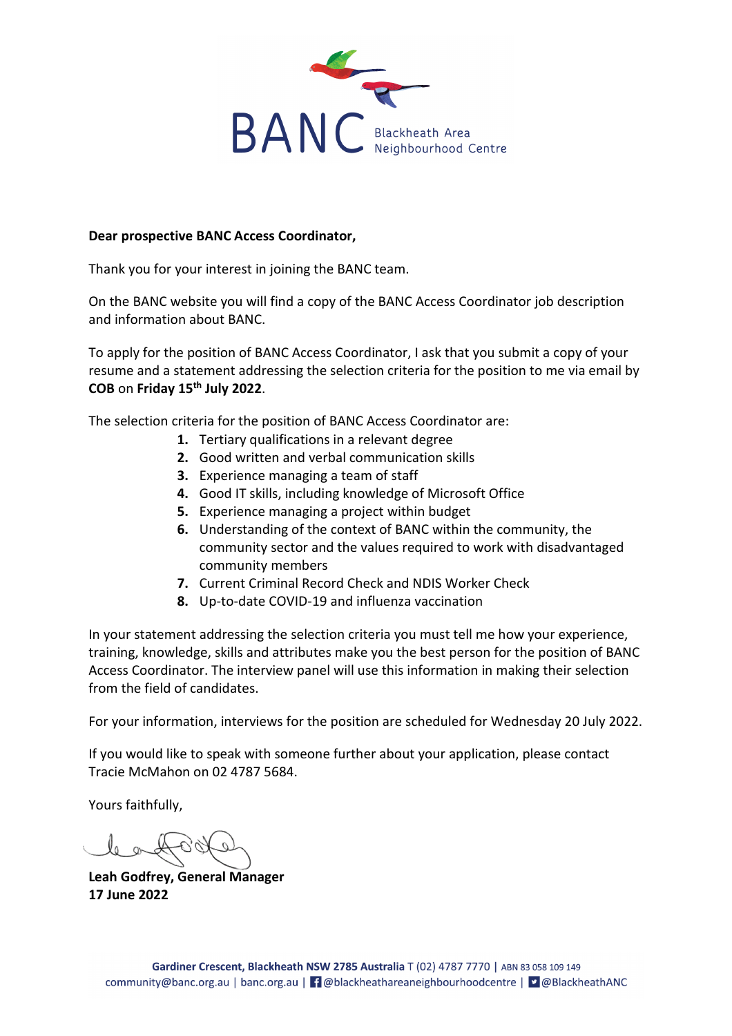BANC Blackheath Area Neighbourhood Centre

**Dear prospective BANC Access Coordinator,**

Thank you for your interest in joining the BANC team.

On the BANC website you will find a copy of the BANC Access Coordinator job description and information about BANC.

To apply for the position of BANC Access Coordinator, I ask that you submit a copy of your resume and a statement addressing the selection criteria for the position to me via email by **COB** on **Friday 15th July 2022**.

The selection criteria for the position of BANC Access Coordinator are:

1. Tertiary qualifications in a relevant degree
2. Good written and verbal communication skills
3. Experience managing a team of staff
4. Good IT skills, including knowledge of Microsoft Office
5. Experience managing a project within budget
6. Understanding of the context of BANC within the community, the community sector and the values required to work with disadvantaged community members
7. Current Criminal Record Check and NDIS Worker Check
8. Up-to-date COVID-19 and influenza vaccination

In your statement addressing the selection criteria you must tell me how your experience, training, knowledge, skills and attributes make you the best person for the position of BANC Access Coordinator. The interview panel will use this information in making their selection from the field of candidates.

For your information, interviews for the position are scheduled for Wednesday 20 July 2022.

If you would like to speak with someone further about your application, please contact Tracie McMahon on 02 4787 5684.

Yours faithfully,

**Leah Godfrey, General Manager**
**17 June 2022**

**Gardiner Crescent, Blackheath NSW 2785 Australia** T (02) 4787 7770 | ABN 83 058 109 149
community@banc.org.au | banc.org.au | @blackheathareaneighbourhoodcentre | @BlackheathANC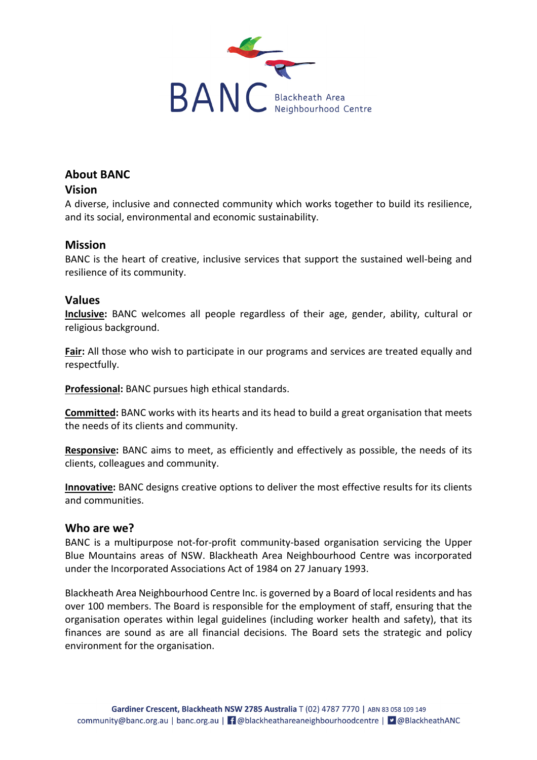## About BANC

### Vision

A diverse, inclusive and connected community which works together to build its resilience, and its social, environmental and economic sustainability.

### Mission

BANC is the heart of creative, inclusive services that support the sustained well-being and resilience of its community.

### Values

**Inclusive:** BANC welcomes all people regardless of their age, gender, ability, cultural or religious background.

**Fair:** All those who wish to participate in our programs and services are treated equally and respectfully.

**Professional:** BANC pursues high ethical standards.

**Committed:** BANC works with its hearts and its head to build a great organisation that meets the needs of its clients and community.

**Responsive:** BANC aims to meet, as efficiently and effectively as possible, the needs of its clients, colleagues and community.

**Innovative:** BANC designs creative options to deliver the most effective results for its clients and communities.

### Who are we?

BANC is a multipurpose not-for-profit community-based organisation servicing the Upper Blue Mountains areas of NSW. Blackheath Area Neighbourhood Centre was incorporated under the Incorporated Associations Act of 1984 on 27 January 1993.

Blackheath Area Neighbourhood Centre Inc. is governed by a Board of local residents and has over 100 members. The Board is responsible for the employment of staff, ensuring that the organisation operates within legal guidelines (including worker health and safety), that its finances are sound as are all financial decisions. The Board sets the strategic and policy environment for the organisation.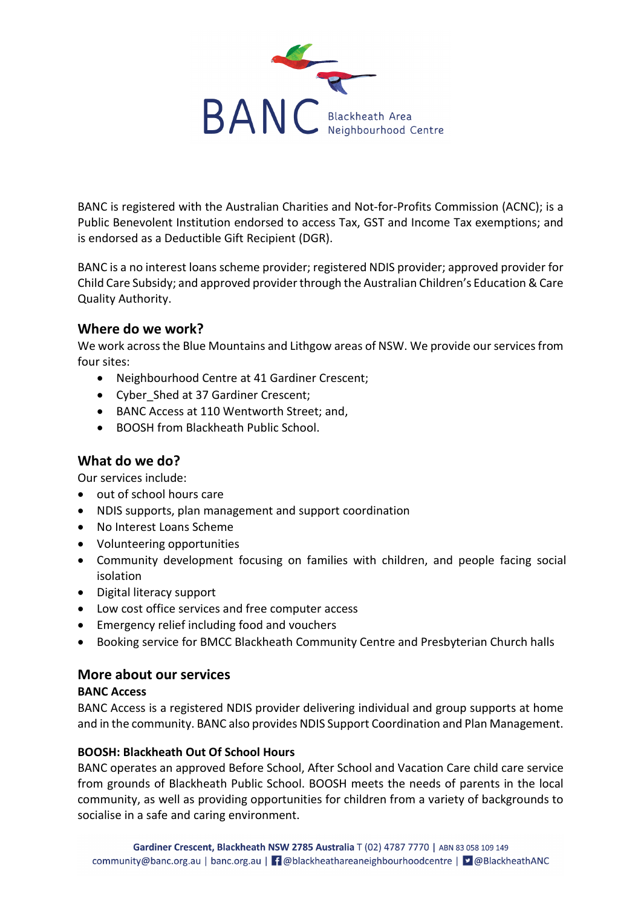BANC is registered with the Australian Charities and Not-for-Profits Commission (ACNC); is a Public Benevolent Institution endorsed to access Tax, GST and Income Tax exemptions; and is endorsed as a Deductible Gift Recipient (DGR).

BANC is a no interest loans scheme provider; registered NDIS provider; approved provider for Child Care Subsidy; and approved provider through the Australian Children's Education & Care Quality Authority.

## Where do we work?

We work across the Blue Mountains and Lithgow areas of NSW. We provide our services from four sites:

- Neighbourhood Centre at 41 Gardiner Crescent;
- Cyber_Shed at 37 Gardiner Crescent;
- BANC Access at 110 Wentworth Street; and,
- BOOSH from Blackheath Public School.

## What do we do?

Our services include:

- out of school hours care
- NDIS supports, plan management and support coordination
- No Interest Loans Scheme
- Volunteering opportunities
- Community development focusing on families with children, and people facing social isolation
- Digital literacy support
- Low cost office services and free computer access
- Emergency relief including food and vouchers
- Booking service for BMCC Blackheath Community Centre and Presbyterian Church halls

## More about our services

### BANC Access

BANC Access is a registered NDIS provider delivering individual and group supports at home and in the community. BANC also provides NDIS Support Coordination and Plan Management.

### BOOSH: Blackheath Out Of School Hours

BANC operates an approved Before School, After School and Vacation Care child care service from grounds of Blackheath Public School. BOOSH meets the needs of parents in the local community, as well as providing opportunities for children from a variety of backgrounds to socialise in a safe and caring environment.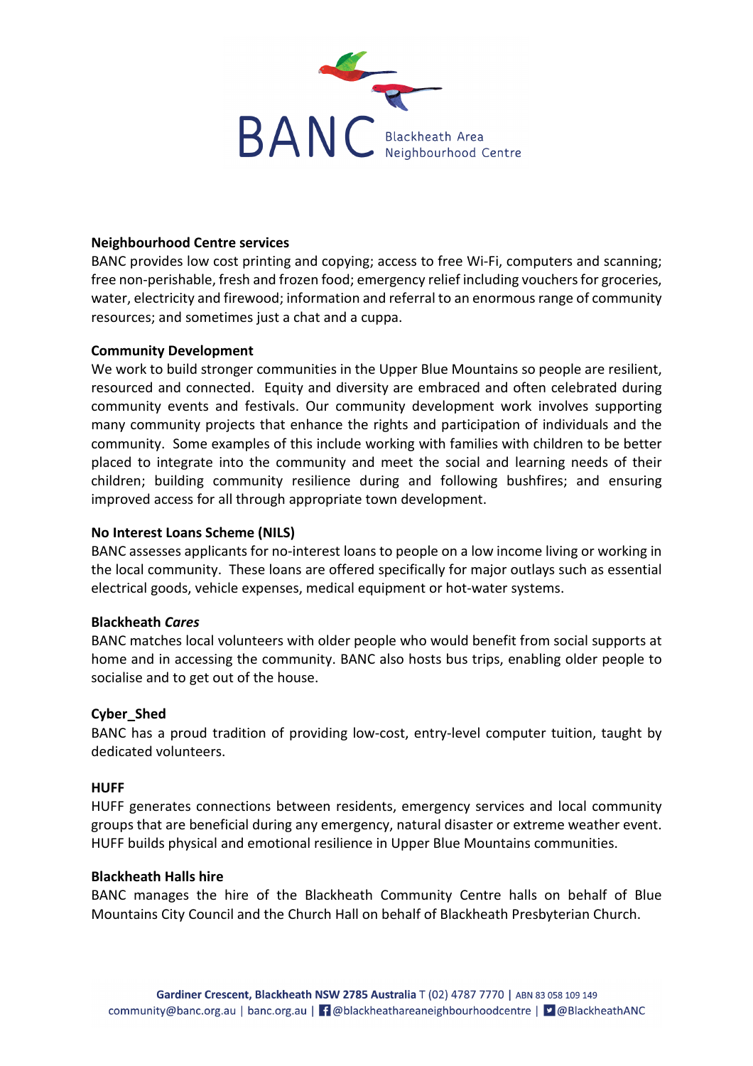BANC Blackheath Area Neighbourhood Centre

**Neighbourhood Centre services**
BANC provides low cost printing and copying; access to free Wi-Fi, computers and scanning; free non-perishable, fresh and frozen food; emergency relief including vouchers for groceries, water, electricity and firewood; information and referral to an enormous range of community resources; and sometimes just a chat and a cuppa.

**Community Development**
We work to build stronger communities in the Upper Blue Mountains so people are resilient, resourced and connected. Equity and diversity are embraced and often celebrated during community events and festivals. Our community development work involves supporting many community projects that enhance the rights and participation of individuals and the community. Some examples of this include working with families with children to be better placed to integrate into the community and meet the social and learning needs of their children; building community resilience during and following bushfires; and ensuring improved access for all through appropriate town development.

**No Interest Loans Scheme (NILS)**
BANC assesses applicants for no-interest loans to people on a low income living or working in the local community. These loans are offered specifically for major outlays such as essential electrical goods, vehicle expenses, medical equipment or hot-water systems.

**Blackheath *Cares***
BANC matches local volunteers with older people who would benefit from social supports at home and in accessing the community. BANC also hosts bus trips, enabling older people to socialise and to get out of the house.

**Cyber_Shed**
BANC has a proud tradition of providing low-cost, entry-level computer tuition, taught by dedicated volunteers.

**HUFF**
HUFF generates connections between residents, emergency services and local community groups that are beneficial during any emergency, natural disaster or extreme weather event. HUFF builds physical and emotional resilience in Upper Blue Mountains communities.

**Blackheath Halls hire**
BANC manages the hire of the Blackheath Community Centre halls on behalf of Blue Mountains City Council and the Church Hall on behalf of Blackheath Presbyterian Church.

**Gardiner Crescent, Blackheath NSW 2785 Australia** T (02) 4787 7770 | ABN 83 058 109 149
community@banc.org.au | banc.org.au | @blackheathareaneighbourhoodcentre | @BlackheathANC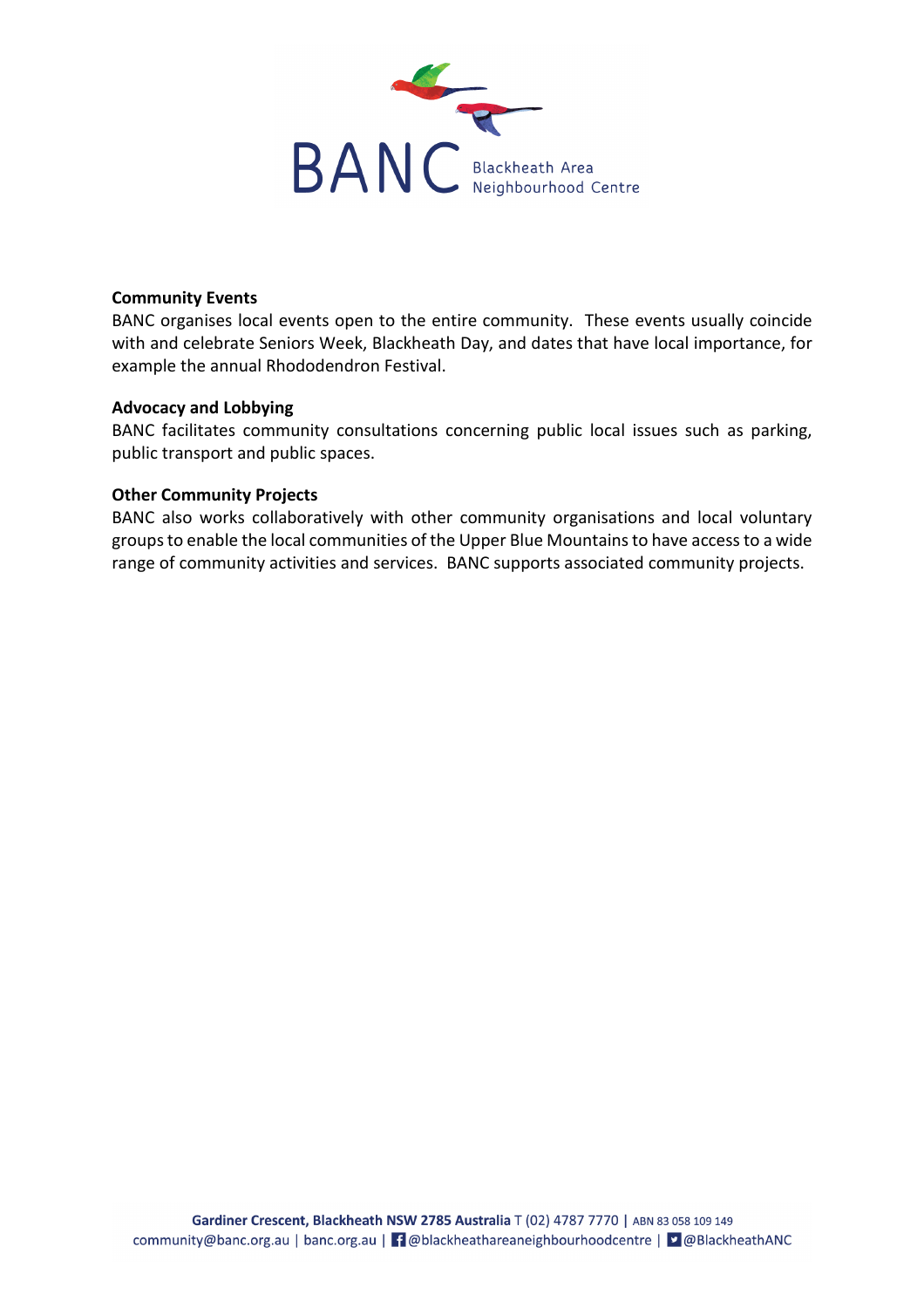**Community Events**
BANC organises local events open to the entire community. These events usually coincide with and celebrate Seniors Week, Blackheath Day, and dates that have local importance, for example the annual Rhododendron Festival.

**Advocacy and Lobbying**
BANC facilitates community consultations concerning public local issues such as parking, public transport and public spaces.

**Other Community Projects**
BANC also works collaboratively with other community organisations and local voluntary groups to enable the local communities of the Upper Blue Mountains to have access to a wide range of community activities and services. BANC supports associated community projects.